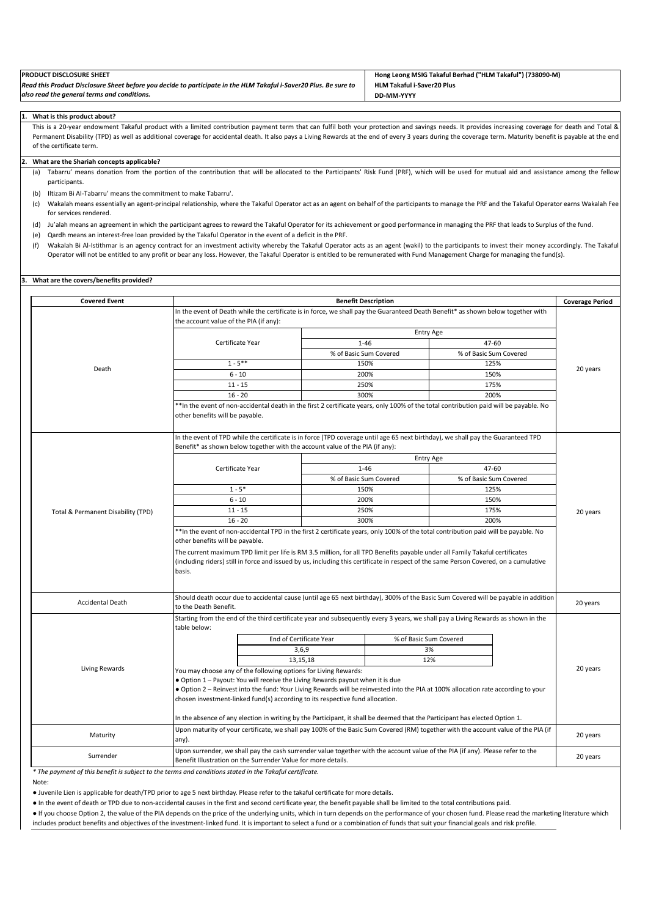**PRODUCT DISCLOSURE SHEET**

***Read this Product Disclosure Sheet before you decide to participate in the HLM Takaful i-Saver20 Plus. Be sure to also read the general terms and conditions.***

**Hong Leong MSIG Takaful Berhad ("HLM Takaful") (738090-M)**
**HLM Takaful i-Saver20 Plus**
**DD-MM-YYYY**

## 1. What is this product about?

This is a 20-year endowment Takaful product with a limited contribution payment term that can fulfil both your protection and savings needs. It provides increasing coverage for death and Total & Permanent Disability (TPD) as well as additional coverage for accidental death. It also pays a Living Rewards at the end of every 3 years during the coverage term. Maturity benefit is payable at the end of the certificate term.

## 2. What are the Shariah concepts applicable?

(a) Tabarru' means donation from the portion of the contribution that will be allocated to the Participants' Risk Fund (PRF), which will be used for mutual aid and assistance among the fellow participants.

(b) Iltizam Bi Al-Tabarru' means the commitment to make Tabarru'.

(c) Wakalah means essentially an agent-principal relationship, where the Takaful Operator act as an agent on behalf of the participants to manage the PRF and the Takaful Operator earns Wakalah Fee for services rendered.

(d) Ju'alah means an agreement in which the participant agrees to reward the Takaful Operator for its achievement or good performance in managing the PRF that leads to Surplus of the fund.

(e) Qardh means an interest-free loan provided by the Takaful Operator in the event of a deficit in the PRF.

(f) Wakalah Bi Al-Istithmar is an agency contract for an investment activity whereby the Takaful Operator acts as an agent (wakil) to the participants to invest their money accordingly. The Takaful Operator will not be entitled to any profit or bear any loss. However, the Takaful Operator is entitled to be remunerated with Fund Management Charge for managing the fund(s).

## 3. What are the covers/benefits provided?

| Covered Event | Benefit Description | Coverage Period |
|---|---|---|
| Death | In the event of Death while the certificate is in force, we shall pay the Guaranteed Death Benefit* as shown below together with the account value of the PIA (if any):<br><br>Certificate Year / Entry Age 1-46 (% of Basic Sum Covered) / Entry Age 47-60 (% of Basic Sum Covered):<br>1 - 5**: 150% / 125%<br>6 - 10: 200% / 150%<br>11 - 15: 250% / 175%<br>16 - 20: 300% / 200%<br><br>**In the event of non-accidental death in the first 2 certificate years, only 100% of the total contribution paid will be payable. No other benefits will be payable. | 20 years |
| Total & Permanent Disability (TPD) | In the event of TPD while the certificate is in force (TPD coverage until age 65 next birthday), we shall pay the Guaranteed TPD Benefit* as shown below together with the account value of the PIA (if any):<br><br>Certificate Year / Entry Age 1-46 (% of Basic Sum Covered) / Entry Age 47-60 (% of Basic Sum Covered):<br>1 - 5*: 150% / 125%<br>6 - 10: 200% / 150%<br>11 - 15: 250% / 175%<br>16 - 20: 300% / 200%<br><br>**In the event of non-accidental TPD in the first 2 certificate years, only 100% of the total contribution paid will be payable. No other benefits will be payable.<br><br>The current maximum TPD limit per life is RM 3.5 million, for all TPD Benefits payable under all Family Takaful certificates (including riders) still in force and issued by us, including this certificate in respect of the same Person Covered, on a cumulative basis. | 20 years |
| Accidental Death | Should death occur due to accidental cause (until age 65 next birthday), 300% of the Basic Sum Covered will be payable in addition to the Death Benefit. | 20 years |
| Living Rewards | Starting from the end of the third certificate year and subsequently every 3 years, we shall pay a Living Rewards as shown in the table below:<br><br>End of Certificate Year / % of Basic Sum Covered:<br>3,6,9: 3%<br>13,15,18: 12%<br><br>You may choose any of the following options for Living Rewards:<br>● Option 1 – Payout: You will receive the Living Rewards payout when it is due<br>● Option 2 – Reinvest into the fund: Your Living Rewards will be reinvested into the PIA at 100% allocation rate according to your chosen investment-linked fund(s) according to its respective fund allocation.<br><br>In the absence of any election in writing by the Participant, it shall be deemed that the Participant has elected Option 1. | 20 years |
| Maturity | Upon maturity of your certificate, we shall pay 100% of the Basic Sum Covered (RM) together with the account value of the PIA (if any). | 20 years |
| Surrender | Upon surrender, we shall pay the cash surrender value together with the account value of the PIA (if any). Please refer to the Benefit Illustration on the Surrender Value for more details. | 20 years |

*\* The payment of this benefit is subject to the terms and conditions stated in the Takaful certificate.*

Note:

- Juvenile Lien is applicable for death/TPD prior to age 5 next birthday. Please refer to the takaful certificate for more details.
- In the event of death or TPD due to non-accidental causes in the first and second certificate year, the benefit payable shall be limited to the total contributions paid.
- If you choose Option 2, the value of the PIA depends on the price of the underlying units, which in turn depends on the performance of your chosen fund. Please read the marketing literature which includes product benefits and objectives of the investment-linked fund. It is important to select a fund or a combination of funds that suit your financial goals and risk profile.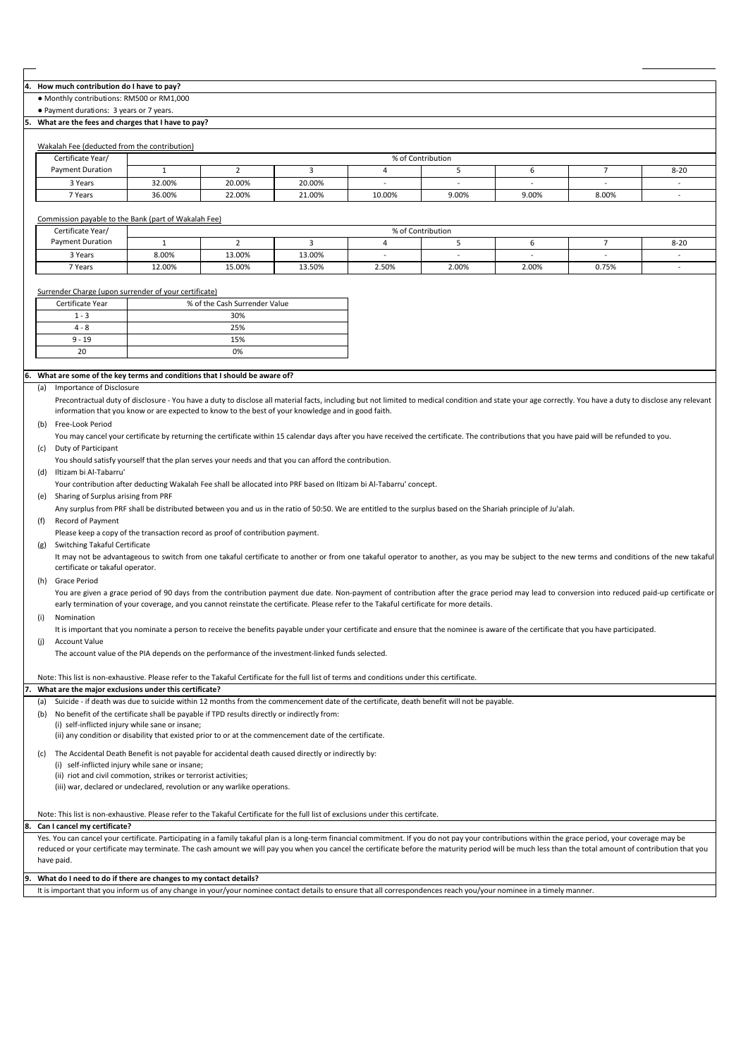## 4. How much contribution do I have to pay?

- Monthly contributions: RM500 or RM1,000
- Payment durations: 3 years or 7 years.

## 5. What are the fees and charges that I have to pay?

Wakalah Fee (deducted from the contribution)

| Certificate Year/ Payment Duration | % of Contribution | | | | | | | |
|---|---|---|---|---|---|---|---|---|
| | 1 | 2 | 3 | 4 | 5 | 6 | 7 | 8-20 |
| 3 Years | 32.00% | 20.00% | 20.00% | - | - | - | - | - |
| 7 Years | 36.00% | 22.00% | 21.00% | 10.00% | 9.00% | 9.00% | 8.00% | - |

Commission payable to the Bank (part of Wakalah Fee)

| Certificate Year/ Payment Duration | % of Contribution | | | | | | | |
|---|---|---|---|---|---|---|---|---|
| | 1 | 2 | 3 | 4 | 5 | 6 | 7 | 8-20 |
| 3 Years | 8.00% | 13.00% | 13.00% | - | - | - | - | - |
| 7 Years | 12.00% | 15.00% | 13.50% | 2.50% | 2.00% | 2.00% | 0.75% | - |

Surrender Charge (upon surrender of your certificate)

| Certificate Year | % of the Cash Surrender Value |
|---|---|
| 1 - 3 | 30% |
| 4 - 8 | 25% |
| 9 - 19 | 15% |
| 20 | 0% |

## 6. What are some of the key terms and conditions that I should be aware of?

(a) Importance of Disclosure

Precontractual duty of disclosure - You have a duty to disclose all material facts, including but not limited to medical condition and state your age correctly. You have a duty to disclose any relevant information that you know or are expected to know to the best of your knowledge and in good faith.

(b) Free-Look Period

You may cancel your certificate by returning the certificate within 15 calendar days after you have received the certificate. The contributions that you have paid will be refunded to you.

(c) Duty of Participant

You should satisfy yourself that the plan serves your needs and that you can afford the contribution.

(d) Iltizam bi Al-Tabarru'

Your contribution after deducting Wakalah Fee shall be allocated into PRF based on Iltizam bi Al-Tabarru' concept.

(e) Sharing of Surplus arising from PRF

Any surplus from PRF shall be distributed between you and us in the ratio of 50:50. We are entitled to the surplus based on the Shariah principle of Ju'alah.

(f) Record of Payment

Please keep a copy of the transaction record as proof of contribution payment.

(g) Switching Takaful Certificate

It may not be advantageous to switch from one takaful certificate to another or from one takaful operator to another, as you may be subject to the new terms and conditions of the new takaful certificate or takaful operator.

(h) Grace Period

You are given a grace period of 90 days from the contribution payment due date. Non-payment of contribution after the grace period may lead to conversion into reduced paid-up certificate or early termination of your coverage, and you cannot reinstate the certificate. Please refer to the Takaful certificate for more details.

(i) Nomination

It is important that you nominate a person to receive the benefits payable under your certificate and ensure that the nominee is aware of the certificate that you have participated.

(j) Account Value

The account value of the PIA depends on the performance of the investment-linked funds selected.

Note: This list is non-exhaustive. Please refer to the Takaful Certificate for the full list of terms and conditions under this certificate.

## 7. What are the major exclusions under this certificate?

(a) Suicide - if death was due to suicide within 12 months from the commencement date of the certificate, death benefit will not be payable.

(b) No benefit of the certificate shall be payable if TPD results directly or indirectly from:
   (i) self-inflicted injury while sane or insane;
   (ii) any condition or disability that existed prior to or at the commencement date of the certificate.

(c) The Accidental Death Benefit is not payable for accidental death caused directly or indirectly by:
   (i) self-inflicted injury while sane or insane;
   (ii) riot and civil commotion, strikes or terrorist activities;
   (iii) war, declared or undeclared, revolution or any warlike operations.

Note: This list is non-exhaustive. Please refer to the Takaful Certificate for the full list of exclusions under this certifcate.

## 8. Can I cancel my certificate?

Yes. You can cancel your certificate. Participating in a family takaful plan is a long-term financial commitment. If you do not pay your contributions within the grace period, your coverage may be reduced or your certificate may terminate. The cash amount we will pay you when you cancel the certificate before the maturity period will be much less than the total amount of contribution that you have paid.

## 9. What do I need to do if there are changes to my contact details?

It is important that you inform us of any change in your/your nominee contact details to ensure that all correspondences reach you/your nominee in a timely manner.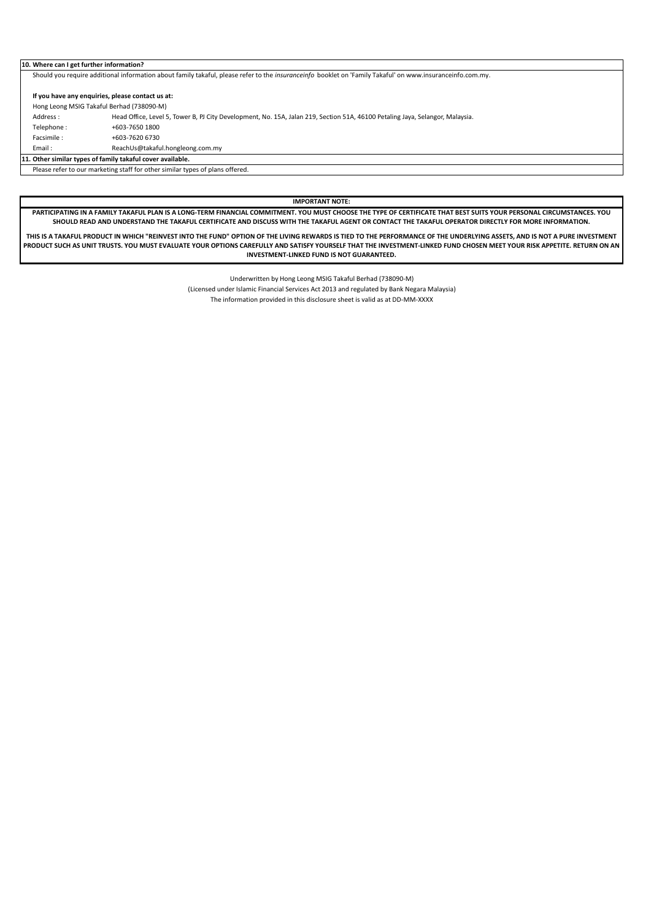**10. Where can I get further information?**

Should you require additional information about family takaful, please refer to the *insuranceinfo* booklet on 'Family Takaful' on www.insuranceinfo.com.my.

**If you have any enquiries, please contact us at:**

Hong Leong MSIG Takaful Berhad (738090-M)

| | |
|---|---|
| Address : | Head Office, Level 5, Tower B, PJ City Development, No. 15A, Jalan 219, Section 51A, 46100 Petaling Jaya, Selangor, Malaysia. |
| Telephone : | +603-7650 1800 |
| Facsimile : | +603-7620 6730 |
| Email : | ReachUs@takaful.hongleong.com.my |

**11. Other similar types of family takaful cover available.**

Please refer to our marketing staff for other similar types of plans offered.

**IMPORTANT NOTE:**

**PARTICIPATING IN A FAMILY TAKAFUL PLAN IS A LONG-TERM FINANCIAL COMMITMENT. YOU MUST CHOOSE THE TYPE OF CERTIFICATE THAT BEST SUITS YOUR PERSONAL CIRCUMSTANCES. YOU SHOULD READ AND UNDERSTAND THE TAKAFUL CERTIFICATE AND DISCUSS WITH THE TAKAFUL AGENT OR CONTACT THE TAKAFUL OPERATOR DIRECTLY FOR MORE INFORMATION.**

**THIS IS A TAKAFUL PRODUCT IN WHICH "REINVEST INTO THE FUND" OPTION OF THE LIVING REWARDS IS TIED TO THE PERFORMANCE OF THE UNDERLYING ASSETS, AND IS NOT A PURE INVESTMENT PRODUCT SUCH AS UNIT TRUSTS. YOU MUST EVALUATE YOUR OPTIONS CAREFULLY AND SATISFY YOURSELF THAT THE INVESTMENT-LINKED FUND CHOSEN MEET YOUR RISK APPETITE. RETURN ON AN INVESTMENT-LINKED FUND IS NOT GUARANTEED.**

Underwritten by Hong Leong MSIG Takaful Berhad (738090-M)

(Licensed under Islamic Financial Services Act 2013 and regulated by Bank Negara Malaysia)

The information provided in this disclosure sheet is valid as at DD-MM-XXXX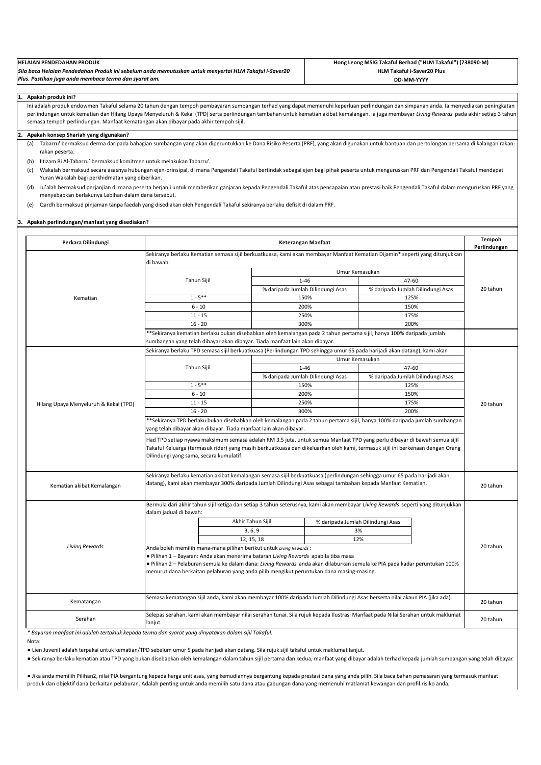**HELAIAN PENDEDAHAN PRODUK**

***Sila baca Helaian Pendedahan Produk ini sebelum anda memutuskan untuk menyertai HLM Takaful i-Saver20 Plus. Pastikan juga anda membaca terma dan syarat am.***

**Hong Leong MSIG Takaful Berhad ("HLM Takaful") (738090-M)**
**HLM Takaful i-Saver20 Plus**
**DD-MM-YYYY**

## 1. Apakah produk ini?

Ini adalah produk endowmen Takaful selama 20 tahun dengan tempoh pembayaran sumbangan terhad yang dapat memenuhi keperluan perlindungan dan simpanan anda. Ia menyediakan peningkatan perlindungan untuk kematian dan Hilang Upaya Menyeluruh & Kekal (TPD) serta perlindungan tambahan untuk kematian akibat kemalangan. Ia juga membayar *Living Rewards* pada akhir setiap 3 tahun semasa tempoh perlindungan. Manfaat kematangan akan dibayar pada akhir tempoh sijil.

## 2. Apakah konsep Shariah yang digunakan?

(a) Tabarru' bermaksud derma daripada bahagian sumbangan yang akan diperuntukkan ke Dana Risiko Peserta (PRF), yang akan digunakan untuk bantuan dan pertolongan bersama di kalangan rakan-rakan peserta.

(b) Iltizam Bi Al-Tabarru' bermaksud komitmen untuk melakukan Tabarru'.

(c) Wakalah bermaksud secara asasnya hubungan ejen-prinsipal, di mana Pengendali Takaful bertindak sebagai ejen bagi pihak peserta untuk menguruskan PRF dan Pengendali Takaful mendapat Yuran Wakalah bagi perkhidmatan yang diberikan.

(d) Ju'alah bermaksud perjanjian di mana peserta berjanji untuk memberikan ganjaran kepada Pengendali Takaful atas pencapaian atau prestasi baik Pengendali Takaful dalam menguruskan PRF yang menyebabkan berlakunya Lebihan dalam dana tersebut.

(e) Qardh bermaksud pinjaman tanpa faedah yang disediakan oleh Pengendali Takaful sekiranya berlaku defisit di dalam PRF.

## 3. Apakah perlindungan/manfaat yang disediakan?

| Perkara Dilindungi | Keterangan Manfaat | Tempoh Perlindungan |
|---|---|---|
| Kematian | Sekiranya berlaku Kematian semasa sijil berkuatkuasa, kami akan membayar Manfaat Kematian Dijamin* seperti yang ditunjukkan di bawah: (lihat jadual Kematian di bawah)<br><br>**Sekiranya kematian berlaku bukan disebabkan oleh kemalangan pada 2 tahun pertama sijil, hanya 100% daripada jumlah sumbangan yang telah dibayar akan dibayar. Tiada manfaat lain akan dibayar. | 20 tahun |
| Hilang Upaya Menyeluruh & Kekal (TPD) | Sekiranya berlaku TPD semasa sijil berkuatkuasa (Perlindungan TPD sehingga umur 65 pada harijadi akan datang), kami akan (lihat jadual TPD di bawah)<br><br>**Sekiranya TPD berlaku bukan disebabkan oleh kemalangan pada 2 tahun pertama sijil, hanya 100% daripada jumlah sumbangan yang telah dibayar akan dibayar. Tiada manfaat lain akan dibayar.<br><br>Had TPD setiap nyawa maksimum semasa adalah RM 3.5 juta, untuk semua Manfaat TPD yang perlu dibayar di bawah semua sijil Takaful Keluarga (termasuk rider) yang masih berkuatkuasa dan dikeluarkan oleh kami, termasuk sijil ini berkenaan dengan Orang Dilindungi yang sama, secara kumulatif. | 20 tahun |
| Kematian akibat Kemalangan | Sekiranya berlaku kematian akibat kemalangan semasa sijil berkuatkuasa (perlindungan sehingga umur 65 pada harijadi akan datang), kami akan membayar 300% daripada Jumlah Dilindungi Asas sebagai tambahan kepada Manfaat Kematian. | 20 tahun |
| *Living Rewards* | Bermula dari akhir tahun sijil ketiga dan setiap 3 tahun seterusnya, kami akan membayar *Living Rewards* seperti yang ditunjukkan dalam jadual di bawah: (lihat jadual *Living Rewards* di bawah)<br><br>Anda boleh memilih mana-mana pilihan berikut untuk *Living Rewards*:<br>● Pilihan 1 – Bayaran: Anda akan menerima bataran *Living Rewards* apabila tiba masa<br>● Pilihan 2 – Pelaburan semula ke dalam dana: *Living Rewards* anda akan dilaburkan semula ke PIA pada kadar peruntukan 100% menurut dana berkaitan pelaburan yang anda pilih mengikut peruntukan dana masing-masing. | 20 tahun |
| Kematangan | Semasa kematangan sijil anda, kami akan membayar 100% daripada Jumlah Dilindungi Asas berserta nilai akaun PIA (jika ada). | 20 tahun |
| Serahan | Selepas serahan, kami akan membayar nilai serahan tunai. Sila rujuk kepada Ilustrasi Manfaat pada Nilai Serahan untuk maklumat lanjut. | 20 tahun |

**Kematian:**

| Tahun Sijil | Umur Kemasukan 1-46 | Umur Kemasukan 47-60 |
|---|---|---|
| | % daripada Jumlah Dilindungi Asas | % daripada Jumlah Dilindungi Asas |
| 1 - 5** | 150% | 125% |
| 6 - 10 | 200% | 150% |
| 11 - 15 | 250% | 175% |
| 16 - 20 | 300% | 200% |

**Hilang Upaya Menyeluruh & Kekal (TPD):**

| Tahun Sijil | Umur Kemasukan 1-46 | Umur Kemasukan 47-60 |
|---|---|---|
| | % daripada Jumlah Dilindungi Asas | % daripada Jumlah Dilindungi Asas |
| 1 - 5** | 150% | 125% |
| 6 - 10 | 200% | 150% |
| 11 - 15 | 250% | 175% |
| 16 - 20 | 300% | 200% |

***Living Rewards*:**

| Akhir Tahun Sijil | % daripada Jumlah Dilindungi Asas |
|---|---|
| 3, 6, 9 | 3% |
| 12, 15, 18 | 12% |

*\* Bayaran manfaat ini adalah tertakluk kepada terma dan syarat yang dinyatakan dalam sijil Takaful.*

Nota:

● Lien Juvenil adalah terpakai untuk kematian/TPD sebelum umur 5 pada harijadi akan datang. Sila rujuk sijil takaful untuk maklumat lanjut.

● Sekiranya berlaku kematian atau TPD yang bukan disebabkan oleh kemalangan dalam tahun sijil pertama dan kedua, manfaat yang dibayar adalah terhad kepada jumlah sumbangan yang telah dibayar.

● Jika anda memilih Pilihan2, nilai PIA bergantung kepada harga unit asas, yang kemudiannya bergantung kepada prestasi dana yang anda pilih. Sila baca bahan pemasaran yang termasuk manfaat produk dan objektif dana berkaitan pelaburan. Adalah penting untuk anda memilih satu dana atau gabungan dana yang memenuhi matlamat kewangan dan profil risiko anda.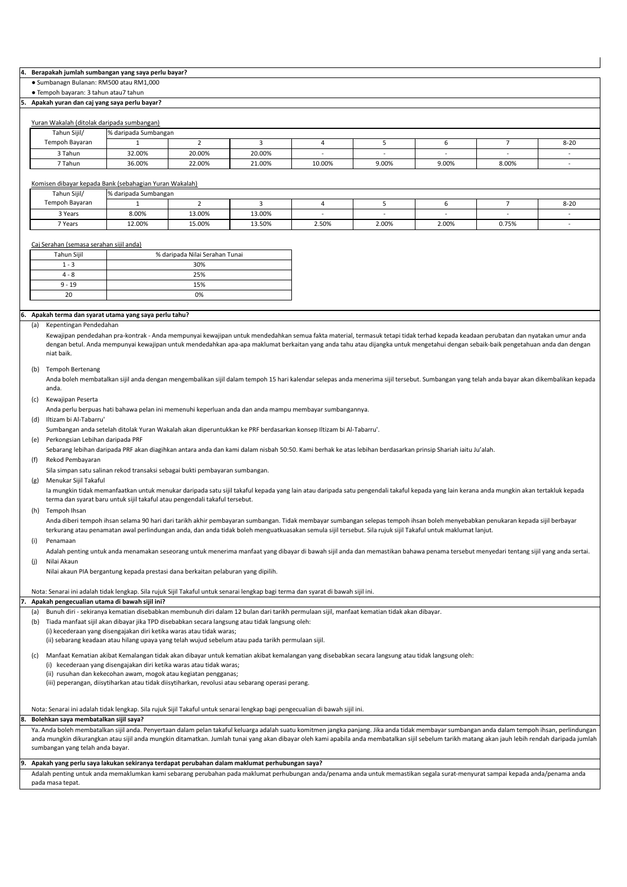## 4. Berapakah jumlah sumbangan yang saya perlu bayar?

- Sumbanagn Bulanan: RM500 atau RM1,000
- Tempoh bayaran: 3 tahun atau7 tahun

## 5. Apakah yuran dan caj yang saya perlu bayar?

Yuran Wakalah (ditolak daripada sumbangan)

| Tahun Sijil/ Tempoh Bayaran | % daripada Sumbangan | | | | | | | |
|---|---|---|---|---|---|---|---|---|
| | 1 | 2 | 3 | 4 | 5 | 6 | 7 | 8-20 |
| 3 Tahun | 32.00% | 20.00% | 20.00% | - | - | - | - | - |
| 7 Tahun | 36.00% | 22.00% | 21.00% | 10.00% | 9.00% | 9.00% | 8.00% | - |

Komisen dibayar kepada Bank (sebahagian Yuran Wakalah)

| Tahun Sijil/ Tempoh Bayaran | % daripada Sumbangan | | | | | | | |
|---|---|---|---|---|---|---|---|---|
| | 1 | 2 | 3 | 4 | 5 | 6 | 7 | 8-20 |
| 3 Years | 8.00% | 13.00% | 13.00% | - | - | - | - | - |
| 7 Years | 12.00% | 15.00% | 13.50% | 2.50% | 2.00% | 2.00% | 0.75% | - |

Caj Serahan (semasa serahan sijil anda)

| Tahun Sijil | % daripada Nilai Serahan Tunai |
|---|---|
| 1 - 3 | 30% |
| 4 - 8 | 25% |
| 9 - 19 | 15% |
| 20 | 0% |

## 6. Apakah terma dan syarat utama yang saya perlu tahu?

(a) Kepentingan Pendedahan

Kewajipan pendedahan pra-kontrak - Anda mempunyai kewajipan untuk mendedahkan semua fakta material, termasuk tetapi tidak terhad kepada keadaan perubatan dan nyatakan umur anda dengan betul. Anda mempunyai kewajipan untuk mendedahkan apa-apa maklumat berkaitan yang anda tahu atau dijangka untuk mengetahui dengan sebaik-baik pengetahuan anda dan dengan niat baik.

(b) Tempoh Bertenang

Anda boleh membatalkan sijil anda dengan mengembalikan sijil dalam tempoh 15 hari kalendar selepas anda menerima sijil tersebut. Sumbangan yang telah anda bayar akan dikembalikan kepada anda.

(c) Kewajipan Peserta

Anda perlu berpuas hati bahawa pelan ini memenuhi keperluan anda dan anda mampu membayar sumbangannya.

(d) Iltizam bi Al-Tabarru'

Sumbangan anda setelah ditolak Yuran Wakalah akan diperuntukkan ke PRF berdasarkan konsep Iltizam bi Al-Tabarru'.

(e) Perkongsian Lebihan daripada PRF

Sebarang lebihan daripada PRF akan diagihkan antara anda dan kami dalam nisbah 50:50. Kami berhak ke atas lebihan berdasarkan prinsip Shariah iaitu Ju'alah.

(f) Rekod Pembayaran

Sila simpan satu salinan rekod transaksi sebagai bukti pembayaran sumbangan.

(g) Menukar Sijil Takaful

Ia mungkin tidak memanfaatkan untuk menukar daripada satu sijil takaful kepada yang lain atau daripada satu pengendali takaful kepada yang lain kerana anda mungkin akan tertakluk kepada terma dan syarat baru untuk sijil takaful atau pengendali takaful tersebut.

(h) Tempoh Ihsan

Anda diberi tempoh ihsan selama 90 hari dari tarikh akhir pembayaran sumbangan. Tidak membayar sumbangan selepas tempoh ihsan boleh menyebabkan penukaran kepada sijil berbayar terkurang atau penamatan awal perlindungan anda, dan anda tidak boleh menguatkuasakan semula sijil tersebut. Sila rujuk sijil Takaful untuk maklumat lanjut.

(i) Penamaan

Adalah penting untuk anda menamakan seseorang untuk menerima manfaat yang dibayar di bawah sijil anda dan memastikan bahawa penama tersebut menyedari tentang sijil yang anda sertai.

(j) Nilai Akaun

Nilai akaun PIA bergantung kepada prestasi dana berkaitan pelaburan yang dipilih.

Nota: Senarai ini adalah tidak lengkap. Sila rujuk Sijil Takaful untuk senarai lengkap bagi terma dan syarat di bawah sijil ini.

## 7. Apakah pengecualian utama di bawah sijil ini?

(a) Bunuh diri - sekiranya kematian disebabkan membunuh diri dalam 12 bulan dari tarikh permulaan sijil, manfaat kematian tidak akan dibayar.

(b) Tiada manfaat sijil akan dibayar jika TPD disebabkan secara langsung atau tidak langsung oleh:
   (i) kecederaan yang disengajakan diri ketika waras atau tidak waras;
   (ii) sebarang keadaan atau hilang upaya yang telah wujud sebelum atau pada tarikh permulaan sijil.

(c) Manfaat Kematian akibat Kemalangan tidak akan dibayar untuk kematian akibat kemalangan yang disebabkan secara langsung atau tidak langsung oleh:
   (i) kecederaan yang disengajakan diri ketika waras atau tidak waras;
   (ii) rusuhan dan kekecohan awam, mogok atau kegiatan pengganas;
   (iii) peperangan, diisytiharkan atau tidak diisytiharkan, revolusi atau sebarang operasi perang.

Nota: Senarai ini adalah tidak lengkap. Sila rujuk Sijil Takaful untuk senarai lengkap bagi pengecualian di bawah sijil ini.

## 8. Bolehkan saya membatalkan sijil saya?

Ya. Anda boleh membatalkan sijil anda. Penyertaan dalam pelan takaful keluarga adalah suatu komitmen jangka panjang. Jika anda tidak membayar sumbangan anda dalam tempoh ihsan, perlindungan anda mungkin dikurangkan atau sijil anda mungkin ditamatkan. Jumlah tunai yang akan dibayar oleh kami apabila anda membatalkan sijil sebelum tarikh matang akan jauh lebih rendah daripada jumlah sumbangan yang telah anda bayar.

## 9. Apakah yang perlu saya lakukan sekiranya terdapat perubahan dalam maklumat perhubungan saya?

Adalah penting untuk anda memaklumkan kami sebarang perubahan pada maklumat perhubungan anda/penama anda untuk memastikan segala surat-menyurat sampai kepada anda/penama anda pada masa tepat.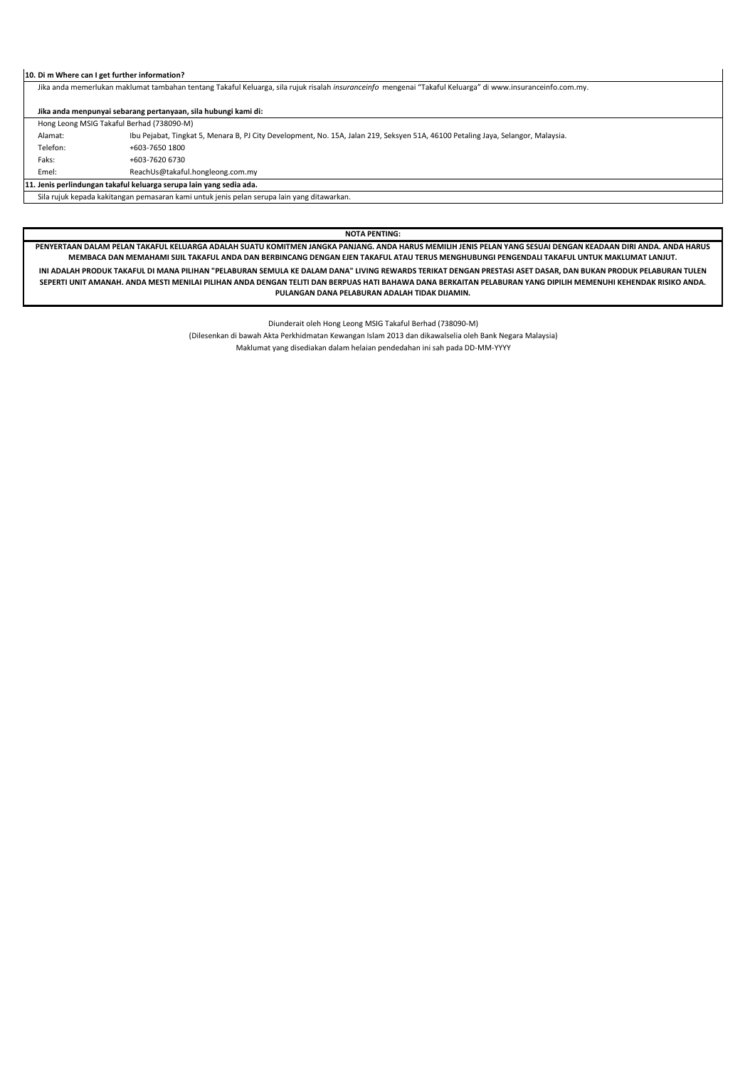**10. Di m Where can I get further information?**

Jika anda memerlukan maklumat tambahan tentang Takaful Keluarga, sila rujuk risalah *insuranceinfo* mengenai "Takaful Keluarga" di www.insuranceinfo.com.my.

**Jika anda menpunyai sebarang pertanyaan, sila hubungi kami di:**

Hong Leong MSIG Takaful Berhad (738090-M)

| | |
|---|---|
| Alamat: | Ibu Pejabat, Tingkat 5, Menara B, PJ City Development, No. 15A, Jalan 219, Seksyen 51A, 46100 Petaling Jaya, Selangor, Malaysia. |
| Telefon: | +603-7650 1800 |
| Faks: | +603-7620 6730 |
| Emel: | ReachUs@takaful.hongleong.com.my |

**11. Jenis perlindungan takaful keluarga serupa lain yang sedia ada.**

Sila rujuk kepada kakitangan pemasaran kami untuk jenis pelan serupa lain yang ditawarkan.

**NOTA PENTING:**

**PENYERTAAN DALAM PELAN TAKAFUL KELUARGA ADALAH SUATU KOMITMEN JANGKA PANJANG. ANDA HARUS MEMILIH JENIS PELAN YANG SESUAI DENGAN KEADAAN DIRI ANDA. ANDA HARUS MEMBACA DAN MEMAHAMI SIJIL TAKAFUL ANDA DAN BERBINCANG DENGAN EJEN TAKAFUL ATAU TERUS MENGHUBUNGI PENGENDALI TAKAFUL UNTUK MAKLUMAT LANJUT.**

**INI ADALAH PRODUK TAKAFUL DI MANA PILIHAN "PELABURAN SEMULA KE DALAM DANA" LIVING REWARDS TERIKAT DENGAN PRESTASI ASET DASAR, DAN BUKAN PRODUK PELABURAN TULEN SEPERTI UNIT AMANAH. ANDA MESTI MENILAI PILIHAN ANDA DENGAN TELITI DAN BERPUAS HATI BAHAWA DANA BERKAITAN PELABURAN YANG DIPILIH MEMENUHI KEHENDAK RISIKO ANDA. PULANGAN DANA PELABURAN ADALAH TIDAK DIJAMIN.**

Diunderait oleh Hong Leong MSIG Takaful Berhad (738090-M)

(Dilesenkan di bawah Akta Perkhidmatan Kewangan Islam 2013 dan dikawalselia oleh Bank Negara Malaysia)

Maklumat yang disediakan dalam helaian pendedahan ini sah pada DD-MM-YYYY